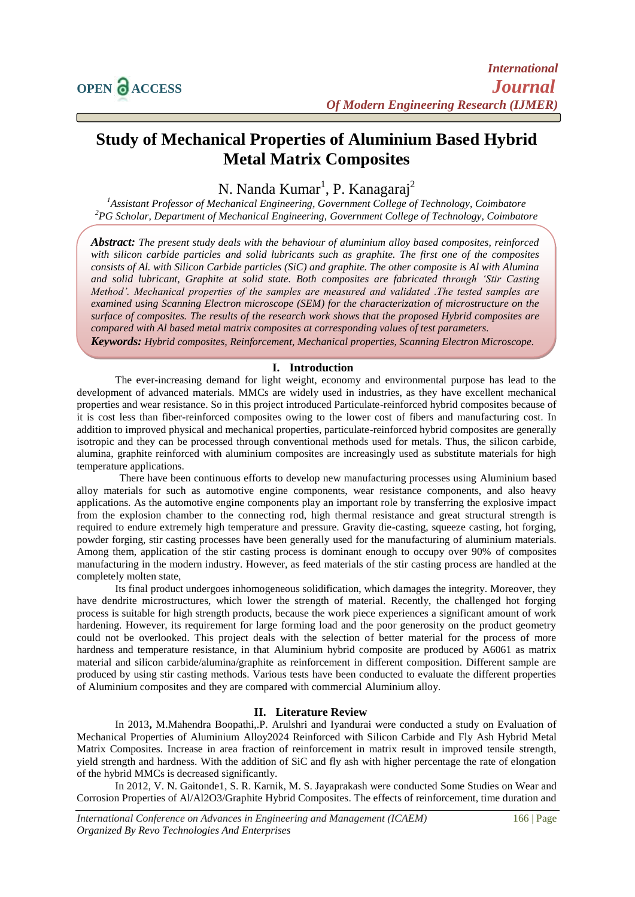# Study of Mechanical Properties of Aluminium Based Hybrid Metal Matrix Composites

N. Nanda Kumar[1], P. Kanagaraj[2]

[1]*Assistant Professor of Mechanical Engineering, Government College of Technology, Coimbatore*
[2]*PG Scholar, Department of Mechanical Engineering, Government College of Technology, Coimbatore*

***Abstract:*** *The present study deals with the behaviour of aluminium alloy based composites, reinforced with silicon carbide particles and solid lubricants such as graphite. The first one of the composites consists of Al. with Silicon Carbide particles (SiC) and graphite. The other composite is Al with Alumina and solid lubricant, Graphite at solid state. Both composites are fabricated through 'Stir Casting Method'. Mechanical properties of the samples are measured and validated .The tested samples are examined using Scanning Electron microscope (SEM) for the characterization of microstructure on the surface of composites. The results of the research work shows that the proposed Hybrid composites are compared with Al based metal matrix composites at corresponding values of test parameters.*

***Keywords:*** *Hybrid composites, Reinforcement, Mechanical properties, Scanning Electron Microscope.*

## I. Introduction

The ever-increasing demand for light weight, economy and environmental purpose has lead to the development of advanced materials. MMCs are widely used in industries, as they have excellent mechanical properties and wear resistance. So in this project introduced Particulate-reinforced hybrid composites because of it is cost less than fiber-reinforced composites owing to the lower cost of fibers and manufacturing cost. In addition to improved physical and mechanical properties, particulate-reinforced hybrid composites are generally isotropic and they can be processed through conventional methods used for metals. Thus, the silicon carbide, alumina, graphite reinforced with aluminium composites are increasingly used as substitute materials for high temperature applications.

There have been continuous efforts to develop new manufacturing processes using Aluminium based alloy materials for such as automotive engine components, wear resistance components, and also heavy applications. As the automotive engine components play an important role by transferring the explosive impact from the explosion chamber to the connecting rod, high thermal resistance and great structural strength is required to endure extremely high temperature and pressure. Gravity die-casting, squeeze casting, hot forging, powder forging, stir casting processes have been generally used for the manufacturing of aluminium materials. Among them, application of the stir casting process is dominant enough to occupy over 90% of composites manufacturing in the modern industry. However, as feed materials of the stir casting process are handled at the completely molten state,

Its final product undergoes inhomogeneous solidification, which damages the integrity. Moreover, they have dendrite microstructures, which lower the strength of material. Recently, the challenged hot forging process is suitable for high strength products, because the work piece experiences a significant amount of work hardening. However, its requirement for large forming load and the poor generosity on the product geometry could not be overlooked. This project deals with the selection of better material for the process of more hardness and temperature resistance, in that Aluminium hybrid composite are produced by A6061 as matrix material and silicon carbide/alumina/graphite as reinforcement in different composition. Different sample are produced by using stir casting methods. Various tests have been conducted to evaluate the different properties of Aluminium composites and they are compared with commercial Aluminium alloy.

## II. Literature Review

In 2013**,** M.Mahendra Boopathi,.P. Arulshri and Iyandurai were conducted a study on Evaluation of Mechanical Properties of Aluminium Alloy2024 Reinforced with Silicon Carbide and Fly Ash Hybrid Metal Matrix Composites. Increase in area fraction of reinforcement in matrix result in improved tensile strength, yield strength and hardness. With the addition of SiC and fly ash with higher percentage the rate of elongation of the hybrid MMCs is decreased significantly.

In 2012, V. N. Gaitonde1, S. R. Karnik, M. S. Jayaprakash were conducted Some Studies on Wear and Corrosion Properties of Al/$Al_2O_3$/Graphite Hybrid Composites. The effects of reinforcement, time duration and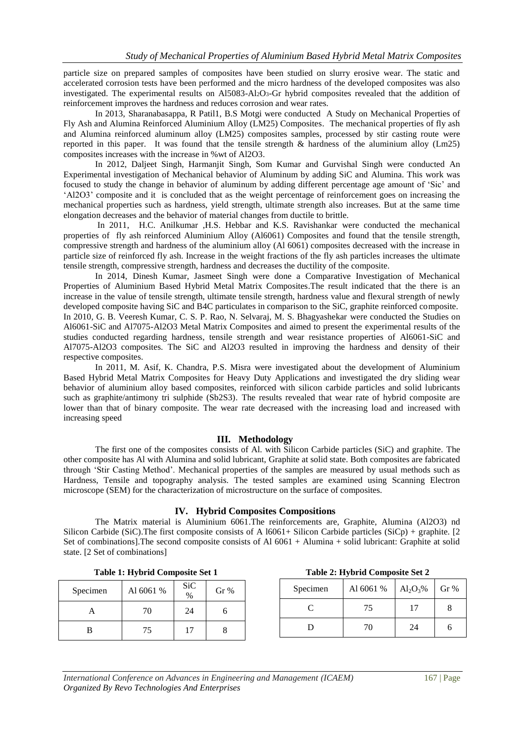particle size on prepared samples of composites have been studied on slurry erosive wear. The static and accelerated corrosion tests have been performed and the micro hardness of the developed composites was also investigated. The experimental results on Al5083-$Al_2O_3$-Gr hybrid composites revealed that the addition of reinforcement improves the hardness and reduces corrosion and wear rates.

In 2013, Sharanabasappa, R Patil1, B.S Motgi were conducted A Study on Mechanical Properties of Fly Ash and Alumina Reinforced Aluminium Alloy (LM25) Composites. The mechanical properties of fly ash and Alumina reinforced aluminum alloy (LM25) composites samples, processed by stir casting route were reported in this paper. It was found that the tensile strength & hardness of the aluminium alloy (Lm25) composites increases with the increase in %wt of Al2O3.

In 2012, Daljeet Singh, Harmanjit Singh, Som Kumar and Gurvishal Singh were conducted An Experimental investigation of Mechanical behavior of Aluminum by adding SiC and Alumina. This work was focused to study the change in behavior of aluminum by adding different percentage age amount of 'Sic' and 'Al2O3' composite and it is concluded that as the weight percentage of reinforcement goes on increasing the mechanical properties such as hardness, yield strength, ultimate strength also increases. But at the same time elongation decreases and the behavior of material changes from ductile to brittle.

In 2011, H.C. Anilkumar ,H.S. Hebbar and K.S. Ravishankar were conducted the mechanical properties of fly ash reinforced Aluminium Alloy (Al6061) Composites and found that the tensile strength, compressive strength and hardness of the aluminium alloy (Al 6061) composites decreased with the increase in particle size of reinforced fly ash. Increase in the weight fractions of the fly ash particles increases the ultimate tensile strength, compressive strength, hardness and decreases the ductility of the composite.

In 2014, Dinesh Kumar, Jasmeet Singh were done a Comparative Investigation of Mechanical Properties of Aluminium Based Hybrid Metal Matrix Composites.The result indicated that the there is an increase in the value of tensile strength, ultimate tensile strength, hardness value and flexural strength of newly developed composite having SiC and B4C particulates in comparison to the SiC, graphite reinforced composite.

In 2010, G. B. Veeresh Kumar, C. S. P. Rao, N. Selvaraj, M. S. Bhagyashekar were conducted the Studies on Al6061-SiC and Al7075-Al2O3 Metal Matrix Composites and aimed to present the experimental results of the studies conducted regarding hardness, tensile strength and wear resistance properties of Al6061-SiC and Al7075-Al2O3 composites. The SiC and Al2O3 resulted in improving the hardness and density of their respective composites.

In 2011, M. Asif, K. Chandra, P.S. Misra were investigated about the development of Aluminium Based Hybrid Metal Matrix Composites for Heavy Duty Applications and investigated the dry sliding wear behavior of aluminium alloy based composites, reinforced with silicon carbide particles and solid lubricants such as graphite/antimony tri sulphide (Sb2S3). The results revealed that wear rate of hybrid composite are lower than that of binary composite. The wear rate decreased with the increasing load and increased with increasing speed

## III. Methodology

The first one of the composites consists of Al. with Silicon Carbide particles (SiC) and graphite. The other composite has Al with Alumina and solid lubricant, Graphite at solid state. Both composites are fabricated through 'Stir Casting Method'. Mechanical properties of the samples are measured by usual methods such as Hardness, Tensile and topography analysis. The tested samples are examined using Scanning Electron microscope (SEM) for the characterization of microstructure on the surface of composites.

## IV. Hybrid Composites Compositions

The Matrix material is Aluminium 6061.The reinforcements are, Graphite, Alumina (Al2O3) nd Silicon Carbide (SiC).The first composite consists of A l6061+ Silicon Carbide particles (SiCp) + graphite. [2 Set of combinations].The second composite consists of Al 6061 + Alumina + solid lubricant: Graphite at solid state. [2 Set of combinations]

**Table 1: Hybrid Composite Set 1**

| Specimen | Al 6061 % | SiC % | Gr % |
|---|---|---|---|
| A | 70 | 24 | 6 |
| B | 75 | 17 | 8 |

**Table 2: Hybrid Composite Set 2**

| Specimen | Al 6061 % | $Al_2O_3$% | Gr % |
|---|---|---|---|
| C | 75 | 17 | 8 |
| D | 70 | 24 | 6 |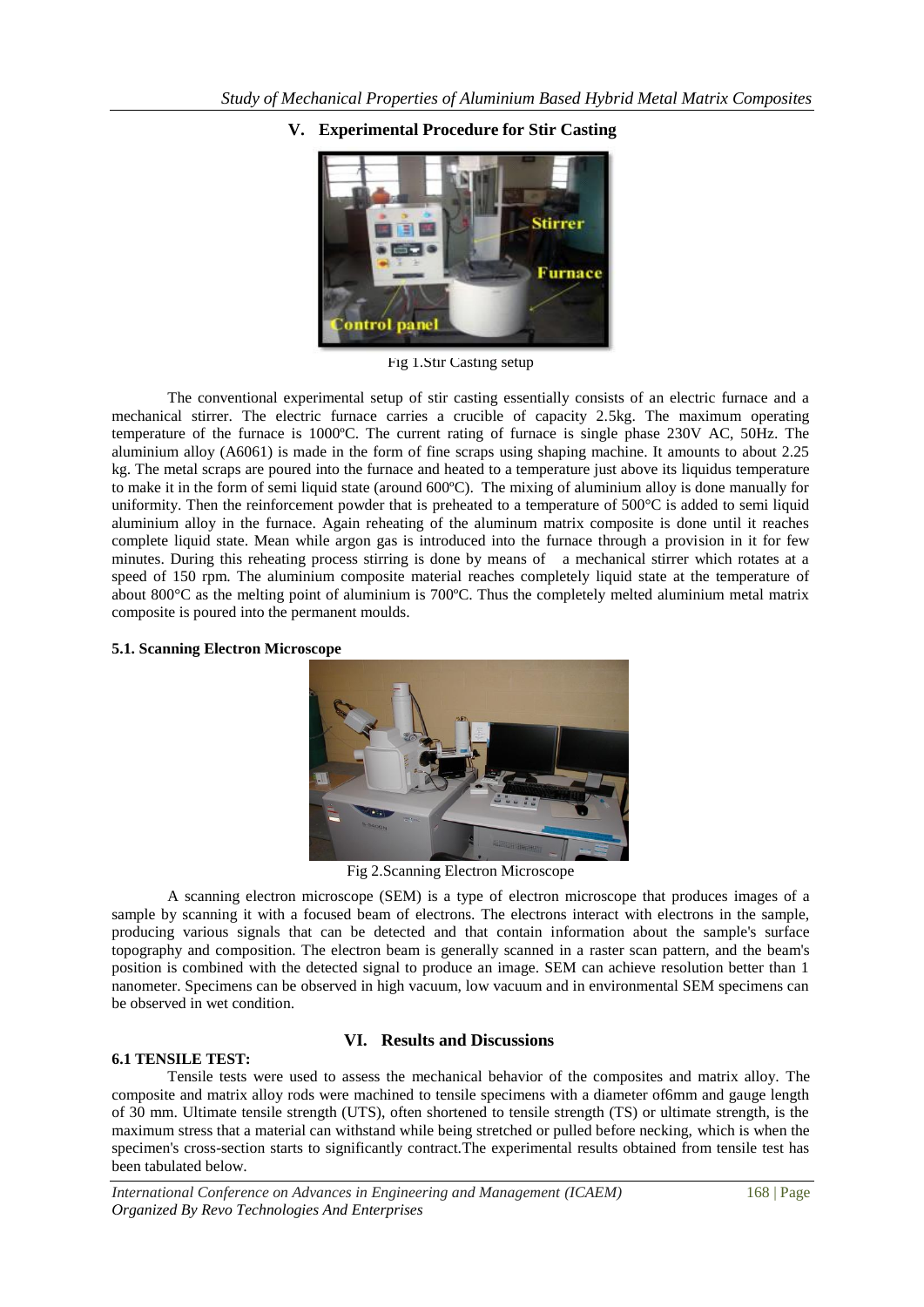## V. Experimental Procedure for Stir Casting

Fig 1.Stir Casting setup

The conventional experimental setup of stir casting essentially consists of an electric furnace and a mechanical stirrer. The electric furnace carries a crucible of capacity 2.5kg. The maximum operating temperature of the furnace is 1000ºC. The current rating of furnace is single phase 230V AC, 50Hz. The aluminium alloy (A6061) is made in the form of fine scraps using shaping machine. It amounts to about 2.25 kg. The metal scraps are poured into the furnace and heated to a temperature just above its liquidus temperature to make it in the form of semi liquid state (around 600ºC). The mixing of aluminium alloy is done manually for uniformity. Then the reinforcement powder that is preheated to a temperature of 500°C is added to semi liquid aluminium alloy in the furnace. Again reheating of the aluminum matrix composite is done until it reaches complete liquid state. Mean while argon gas is introduced into the furnace through a provision in it for few minutes. During this reheating process stirring is done by means of a mechanical stirrer which rotates at a speed of 150 rpm. The aluminium composite material reaches completely liquid state at the temperature of about 800°C as the melting point of aluminium is 700ºC. Thus the completely melted aluminium metal matrix composite is poured into the permanent moulds.

### 5.1. Scanning Electron Microscope

Fig 2.Scanning Electron Microscope

A scanning electron microscope (SEM) is a type of electron microscope that produces images of a sample by scanning it with a focused beam of electrons. The electrons interact with electrons in the sample, producing various signals that can be detected and that contain information about the sample's surface topography and composition. The electron beam is generally scanned in a raster scan pattern, and the beam's position is combined with the detected signal to produce an image. SEM can achieve resolution better than 1 nanometer. Specimens can be observed in high vacuum, low vacuum and in environmental SEM specimens can be observed in wet condition.

## VI. Results and Discussions

### 6.1 TENSILE TEST:

Tensile tests were used to assess the mechanical behavior of the composites and matrix alloy. The composite and matrix alloy rods were machined to tensile specimens with a diameter of6mm and gauge length of 30 mm. Ultimate tensile strength (UTS), often shortened to tensile strength (TS) or ultimate strength, is the maximum stress that a material can withstand while being stretched or pulled before necking, which is when the specimen's cross-section starts to significantly contract.The experimental results obtained from tensile test has been tabulated below.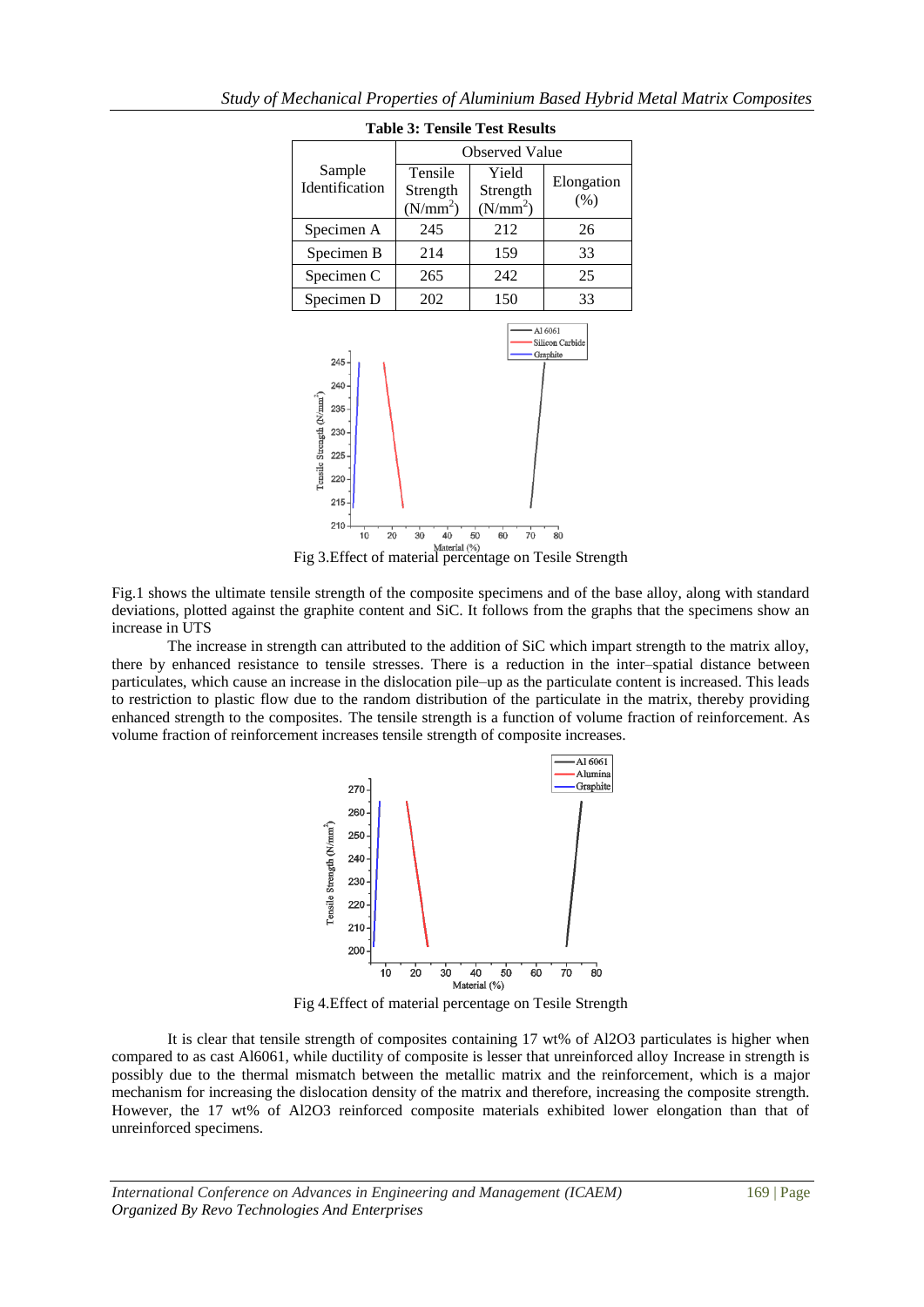**Table 3: Tensile Test Results**

| Sample Identification | Observed Value | | |
|---|---|---|---|
| | Tensile Strength ($N/mm^2$) | Yield Strength ($N/mm^2$) | Elongation (%) |
| Specimen A | 245 | 212 | 26 |
| Specimen B | 214 | 159 | 33 |
| Specimen C | 265 | 242 | 25 |
| Specimen D | 202 | 150 | 33 |

Fig 3.Effect of material percentage on Tesile Strength

Fig.1 shows the ultimate tensile strength of the composite specimens and of the base alloy, along with standard deviations, plotted against the graphite content and SiC. It follows from the graphs that the specimens show an increase in UTS

The increase in strength can attributed to the addition of SiC which impart strength to the matrix alloy, there by enhanced resistance to tensile stresses. There is a reduction in the inter–spatial distance between particulates, which cause an increase in the dislocation pile–up as the particulate content is increased. This leads to restriction to plastic flow due to the random distribution of the particulate in the matrix, thereby providing enhanced strength to the composites. The tensile strength is a function of volume fraction of reinforcement. As volume fraction of reinforcement increases tensile strength of composite increases.

Fig 4.Effect of material percentage on Tesile Strength

It is clear that tensile strength of composites containing 17 wt% of $Al_2O_3$ particulates is higher when compared to as cast Al6061, while ductility of composite is lesser that unreinforced alloy Increase in strength is possibly due to the thermal mismatch between the metallic matrix and the reinforcement, which is a major mechanism for increasing the dislocation density of the matrix and therefore, increasing the composite strength. However, the 17 wt% of $Al_2O_3$ reinforced composite materials exhibited lower elongation than that of unreinforced specimens.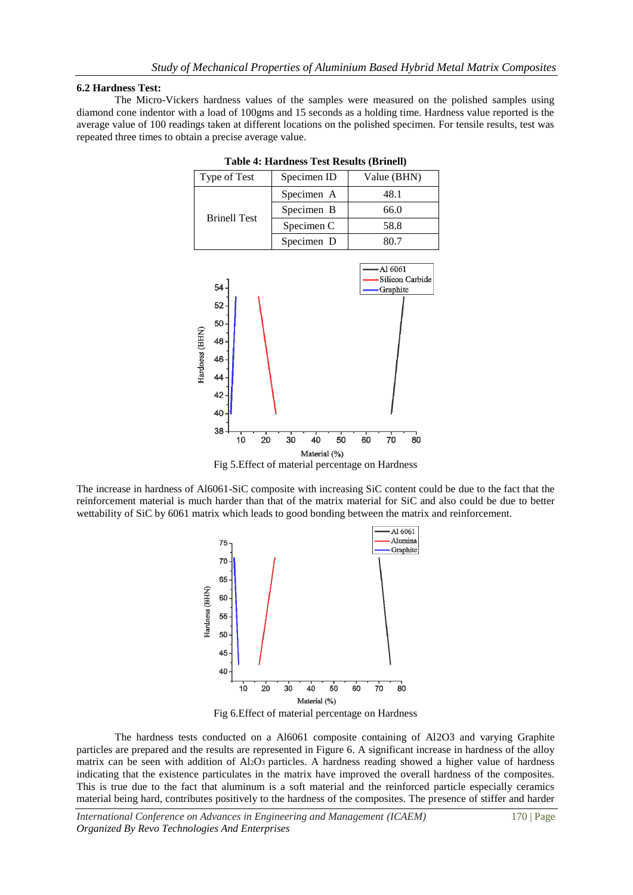### 6.2 Hardness Test:

The Micro-Vickers hardness values of the samples were measured on the polished samples using diamond cone indentor with a load of 100gms and 15 seconds as a holding time. Hardness value reported is the average value of 100 readings taken at different locations on the polished specimen. For tensile results, test was repeated three times to obtain a precise average value.

**Table 4: Hardness Test Results (Brinell)**

| Type of Test | Specimen ID | Value (BHN) |
|---|---|---|
| Brinell Test | Specimen A | 48.1 |
| | Specimen B | 66.0 |
| | Specimen C | 58.8 |
| | Specimen D | 80.7 |

Fig 5.Effect of material percentage on Hardness

The increase in hardness of Al6061-SiC composite with increasing SiC content could be due to the fact that the reinforcement material is much harder than that of the matrix material for SiC and also could be due to better wettability of SiC by 6061 matrix which leads to good bonding between the matrix and reinforcement.

Fig 6.Effect of material percentage on Hardness

The hardness tests conducted on a Al6061 composite containing of $Al2O3$ and varying Graphite particles are prepared and the results are represented in Figure 6. A significant increase in hardness of the alloy matrix can be seen with addition of $Al_2O_3$ particles. A hardness reading showed a higher value of hardness indicating that the existence particulates in the matrix have improved the overall hardness of the composites. This is true due to the fact that aluminum is a soft material and the reinforced particle especially ceramics material being hard, contributes positively to the hardness of the composites. The presence of stiffer and harder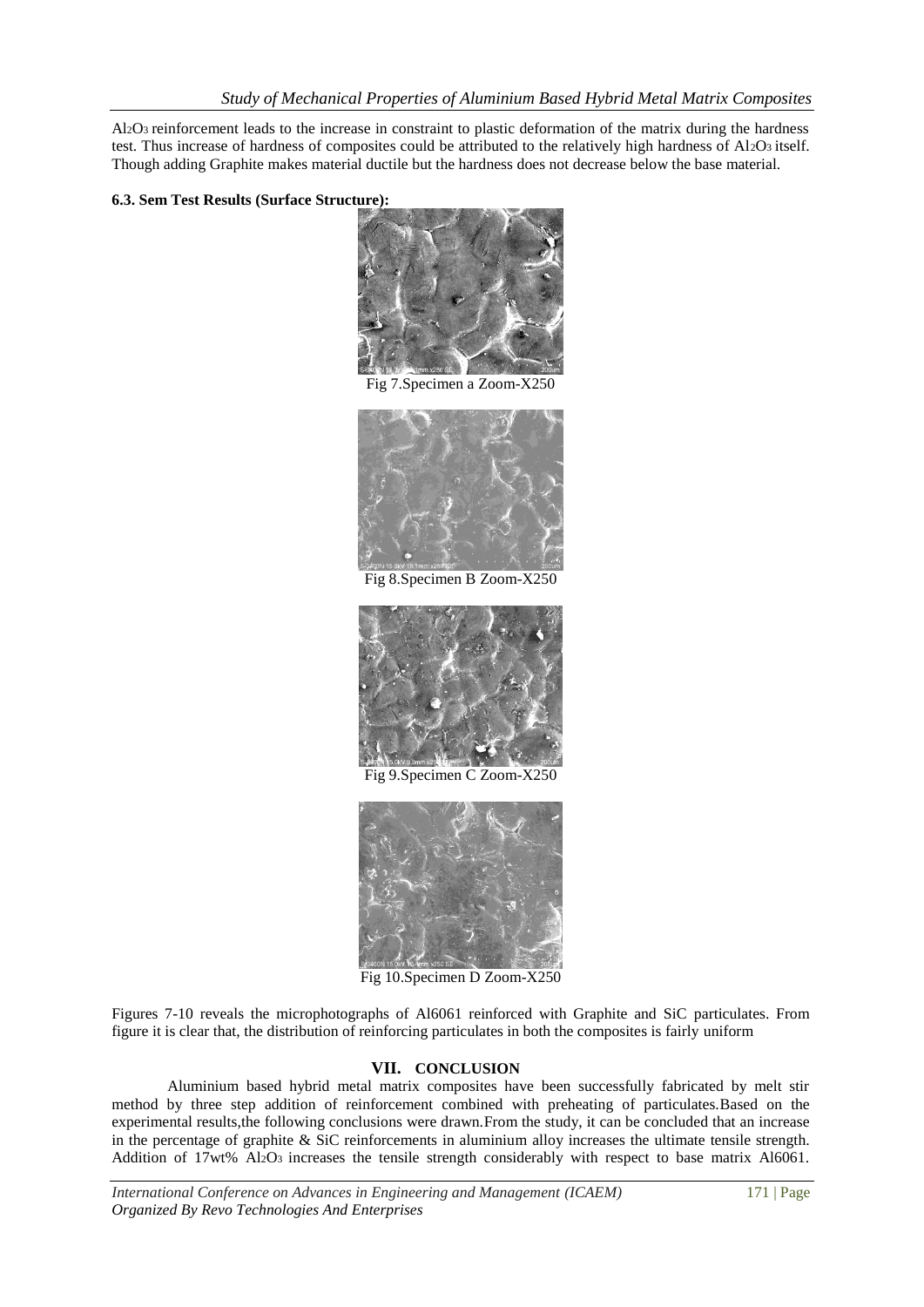$Al_2O_3$ reinforcement leads to the increase in constraint to plastic deformation of the matrix during the hardness test. Thus increase of hardness of composites could be attributed to the relatively high hardness of $Al_2O_3$ itself. Though adding Graphite makes material ductile but the hardness does not decrease below the base material.

**6.3. Sem Test Results (Surface Structure):**

Fig 7.Specimen a Zoom-X250

Fig 8.Specimen B Zoom-X250

Fig 9.Specimen C Zoom-X250

Fig 10.Specimen D Zoom-X250

Figures 7-10 reveals the microphotographs of Al6061 reinforced with Graphite and SiC particulates. From figure it is clear that, the distribution of reinforcing particulates in both the composites is fairly uniform

## VII. CONCLUSION

Aluminium based hybrid metal matrix composites have been successfully fabricated by melt stir method by three step addition of reinforcement combined with preheating of particulates.Based on the experimental results,the following conclusions were drawn.From the study, it can be concluded that an increase in the percentage of graphite & SiC reinforcements in aluminium alloy increases the ultimate tensile strength. Addition of 17wt% $Al_2O_3$ increases the tensile strength considerably with respect to base matrix Al6061.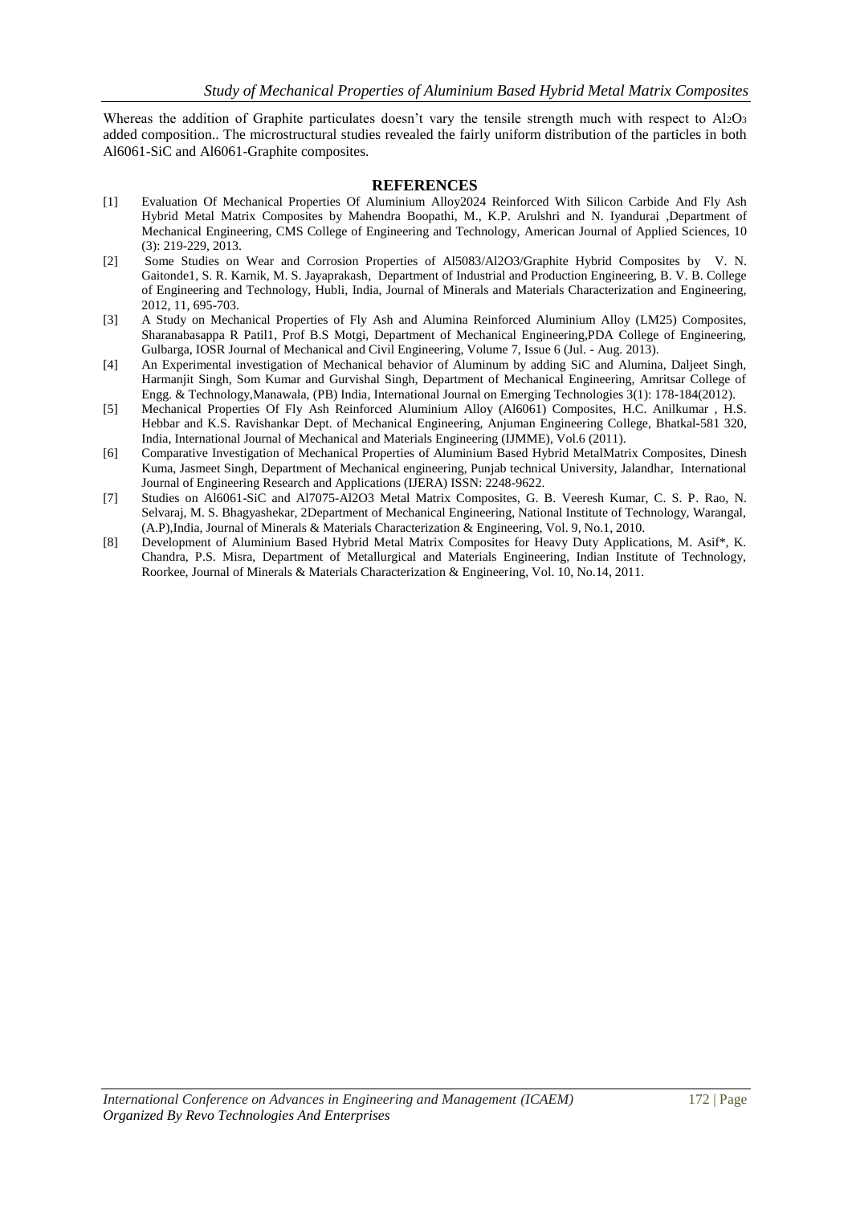Whereas the addition of Graphite particulates doesn't vary the tensile strength much with respect to $Al_2O_3$ added composition.. The microstructural studies revealed the fairly uniform distribution of the particles in both Al6061-SiC and Al6061-Graphite composites.

## REFERENCES

[1] Evaluation Of Mechanical Properties Of Aluminium Alloy2024 Reinforced With Silicon Carbide And Fly Ash Hybrid Metal Matrix Composites by Mahendra Boopathi, M., K.P. Arulshri and N. Iyandurai ,Department of Mechanical Engineering, CMS College of Engineering and Technology, American Journal of Applied Sciences, 10 (3): 219-229, 2013.

[2] Some Studies on Wear and Corrosion Properties of Al5083/Al2O3/Graphite Hybrid Composites by V. N. Gaitonde1, S. R. Karnik, M. S. Jayaprakash, Department of Industrial and Production Engineering, B. V. B. College of Engineering and Technology, Hubli, India, Journal of Minerals and Materials Characterization and Engineering, 2012, 11, 695-703.

[3] A Study on Mechanical Properties of Fly Ash and Alumina Reinforced Aluminium Alloy (LM25) Composites, Sharanabasappa R Patil1, Prof B.S Motgi, Department of Mechanical Engineering,PDA College of Engineering, Gulbarga, IOSR Journal of Mechanical and Civil Engineering, Volume 7, Issue 6 (Jul. - Aug. 2013).

[4] An Experimental investigation of Mechanical behavior of Aluminum by adding SiC and Alumina, Daljeet Singh, Harmanjit Singh, Som Kumar and Gurvishal Singh, Department of Mechanical Engineering, Amritsar College of Engg. & Technology,Manawala, (PB) India, International Journal on Emerging Technologies 3(1): 178-184(2012).

[5] Mechanical Properties Of Fly Ash Reinforced Aluminium Alloy (Al6061) Composites, H.C. Anilkumar , H.S. Hebbar and K.S. Ravishankar Dept. of Mechanical Engineering, Anjuman Engineering College, Bhatkal-581 320, India, International Journal of Mechanical and Materials Engineering (IJMME), Vol.6 (2011).

[6] Comparative Investigation of Mechanical Properties of Aluminium Based Hybrid MetalMatrix Composites, Dinesh Kuma, Jasmeet Singh, Department of Mechanical engineering, Punjab technical University, Jalandhar, International Journal of Engineering Research and Applications (IJERA) ISSN: 2248-9622.

[7] Studies on Al6061-SiC and Al7075-Al2O3 Metal Matrix Composites, G. B. Veeresh Kumar, C. S. P. Rao, N. Selvaraj, M. S. Bhagyashekar, 2Department of Mechanical Engineering, National Institute of Technology, Warangal, (A.P),India, Journal of Minerals & Materials Characterization & Engineering, Vol. 9, No.1, 2010.

[8] Development of Aluminium Based Hybrid Metal Matrix Composites for Heavy Duty Applications, M. Asif*, K. Chandra, P.S. Misra, Department of Metallurgical and Materials Engineering, Indian Institute of Technology, Roorkee, Journal of Minerals & Materials Characterization & Engineering, Vol. 10, No.14, 2011.